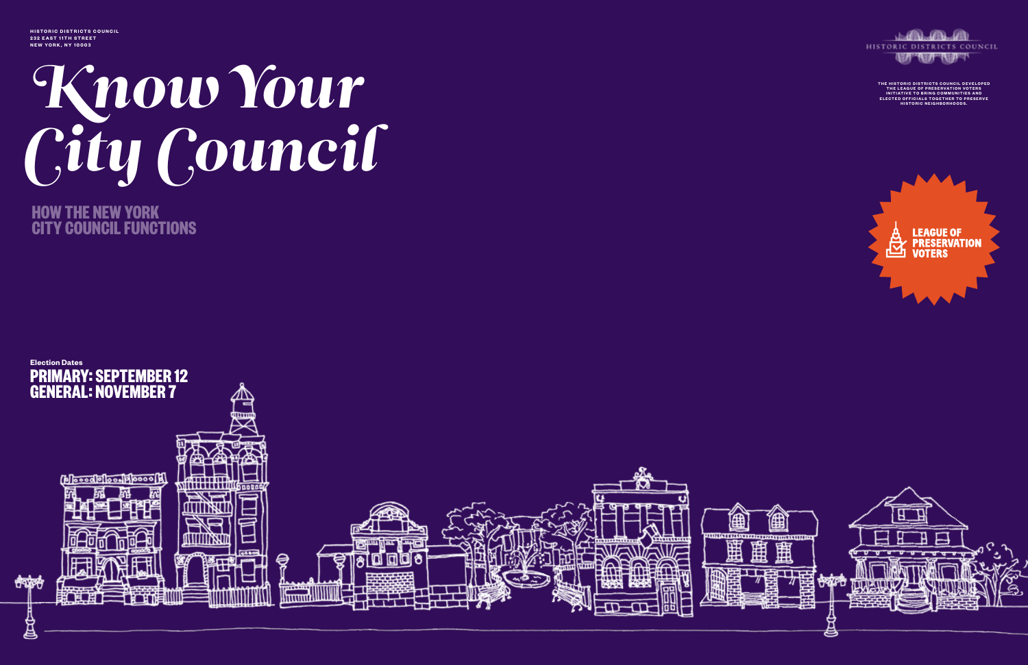HISTORIC DISTRICTS COUNCIL
232 EAST 11TH STREET
NEW YORK, NY 10003

# *Know Your City Council*

## HOW THE NEW YORK CITY COUNCIL FUNCTIONS

HISTORIC DISTRICTS COUNCIL

THE HISTORIC DISTRICTS COUNCIL DEVELOPED THE LEAGUE OF PRESERVATION VOTERS INITIATIVE TO BRING COMMUNITIES AND ELECTED OFFICIALS TOGETHER TO PRESERVE HISTORIC NEIGHBORHOODS.

LEAGUE OF PRESERVATION VOTERS

**Election Dates**

**PRIMARY: SEPTEMBER 12**
**GENERAL: NOVEMBER 7**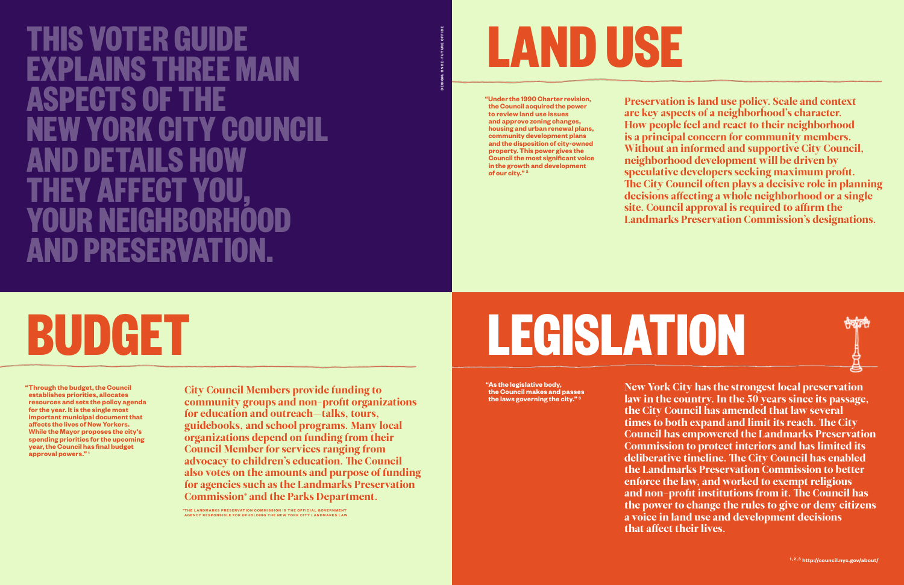# THIS VOTER GUIDE EXPLAINS THREE MAIN ASPECTS OF THE NEW YORK CITY COUNCIL AND DETAILS HOW THEY AFFECT YOU, YOUR NEIGHBORHOOD AND PRESERVATION.

DESIGN: ONCE-FUTURE OFFICE

# LAND USE

**"Under the 1990 Charter revision, the Council acquired the power to review land use issues and approve zoning changes, housing and urban renewal plans, community development plans and the disposition of city-owned property. This power gives the Council the most significant voice in the growth and development of our city."[2]**

Preservation is land use policy. Scale and context are key aspects of a neighborhood's character. How people feel and react to their neighborhood is a principal concern for community members. Without an informed and supportive City Council, neighborhood development will be driven by speculative developers seeking maximum profit. The City Council often plays a decisive role in planning decisions affecting a whole neighborhood or a single site. Council approval is required to affirm the Landmarks Preservation Commission's designations.

# BUDGET

**"Through the budget, the Council establishes priorities, allocates resources and sets the policy agenda for the year. It is the single most important municipal document that affects the lives of New Yorkers. While the Mayor proposes the city's spending priorities for the upcoming year, the Council has final budget approval powers."[1]**

City Council Members provide funding to community groups and non-profit organizations for education and outreach—talks, tours, guidebooks, and school programs. Many local organizations depend on funding from their Council Member for services ranging from advocacy to children's education. The Council also votes on the amounts and purpose of funding for agencies such as the Landmarks Preservation Commission* and the Parks Department.

*THE LANDMARKS PRESERVATION COMMISSION IS THE OFFICIAL GOVERNMENT AGENCY RESPONSIBLE FOR UPHOLDING THE NEW YORK CITY LANDMARKS LAW.

# LEGISLATION

**"As the legislative body, the Council makes and passes the laws governing the city."[3]**

New York City has the strongest local preservation law in the country. In the 50 years since its passage, the City Council has amended that law several times to both expand and limit its reach. The City Council has empowered the Landmarks Preservation Commission to protect interiors and has limited its deliberative timeline. The City Council has enabled the Landmarks Preservation Commission to better enforce the law, and worked to exempt religious and non-profit institutions from it. The Council has the power to change the rules to give or deny citizens a voice in land use and development decisions that affect their lives.

[1,2,3] http://council.nyc.gov/about/